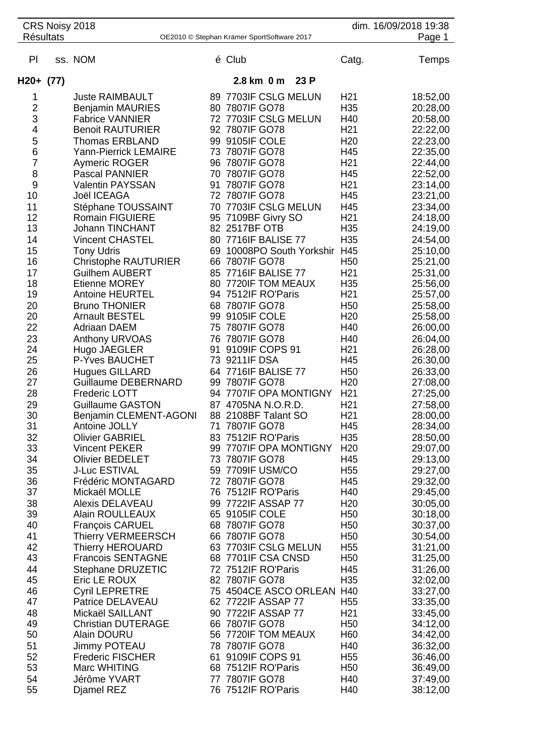CRS Noisy 2018 — dim. 16/09/2018 19:38

Résultats — OE2010 © Stephan Krämer SportSoftware 2017

| Pl | ss. NOM | é | Club | Catg. | Temps |
|---|---|---|---|---|---|
| **H20+ (77)** | | | **2.8 km 0 m 23 P** | | |
| 1 | Juste RAIMBAULT | 89 | 7703IF CSLG MELUN | H21 | 18:52,00 |
| 2 | Benjamin MAURIES | 80 | 7807IF GO78 | H35 | 20:28,00 |
| 3 | Fabrice VANNIER | 72 | 7703IF CSLG MELUN | H40 | 20:58,00 |
| 4 | Benoit RAUTURIER | 92 | 7807IF GO78 | H21 | 22:22,00 |
| 5 | Thomas ERBLAND | 99 | 9105IF COLE | H20 | 22:23,00 |
| 6 | Yann-Pierrick LEMAIRE | 73 | 7807IF GO78 | H45 | 22:35,00 |
| 7 | Aymeric ROGER | 96 | 7807IF GO78 | H21 | 22:44,00 |
| 8 | Pascal PANNIER | 70 | 7807IF GO78 | H45 | 22:52,00 |
| 9 | Valentin PAYSSAN | 91 | 7807IF GO78 | H21 | 23:14,00 |
| 10 | Joël ICEAGA | 72 | 7807IF GO78 | H45 | 23:21,00 |
| 11 | Stéphane TOUSSAINT | 70 | 7703IF CSLG MELUN | H45 | 23:34,00 |
| 12 | Romain FIGUIERE | 95 | 7109BF Givry SO | H21 | 24:18,00 |
| 13 | Johann TINCHANT | 82 | 2517BF OTB | H35 | 24:19,00 |
| 14 | Vincent CHASTEL | 80 | 7716IF BALISE 77 | H35 | 24:54,00 |
| 15 | Tony Udris | 69 | 10008PO South Yorkshir | H45 | 25:10,00 |
| 16 | Christophe RAUTURIER | 66 | 7807IF GO78 | H50 | 25:21,00 |
| 17 | Guilhem AUBERT | 85 | 7716IF BALISE 77 | H21 | 25:31,00 |
| 18 | Etienne MOREY | 80 | 7720IF TOM MEAUX | H35 | 25:56,00 |
| 19 | Antoine HEURTEL | 94 | 7512IF RO'Paris | H21 | 25:57,00 |
| 20 | Bruno THONIER | 68 | 7807IF GO78 | H50 | 25:58,00 |
| 20 | Arnault BESTEL | 99 | 9105IF COLE | H20 | 25:58,00 |
| 22 | Adriaan DAEM | 75 | 7807IF GO78 | H40 | 26:00,00 |
| 23 | Anthony URVOAS | 76 | 7807IF GO78 | H40 | 26:04,00 |
| 24 | Hugo JAEGLER | 91 | 9109IF COPS 91 | H21 | 26:28,00 |
| 25 | P-Yves BAUCHET | 73 | 9211IF DSA | H45 | 26:30,00 |
| 26 | Hugues GILLARD | 64 | 7716IF BALISE 77 | H50 | 26:33,00 |
| 27 | Guillaume DEBERNARD | 99 | 7807IF GO78 | H20 | 27:08,00 |
| 28 | Frederic LOTT | 94 | 7707IF OPA MONTIGNY | H21 | 27:25,00 |
| 29 | Guillaume GASTON | 87 | 4705NA N.O.R.D. | H21 | 27:58,00 |
| 30 | Benjamin CLEMENT-AGONI | 88 | 2108BF Talant SO | H21 | 28:00,00 |
| 31 | Antoine JOLLY | 71 | 7807IF GO78 | H45 | 28:34,00 |
| 32 | Olivier GABRIEL | 83 | 7512IF RO'Paris | H35 | 28:50,00 |
| 33 | Vincent PEKER | 99 | 7707IF OPA MONTIGNY | H20 | 29:07,00 |
| 34 | Olivier BEDELET | 73 | 7807IF GO78 | H45 | 29:13,00 |
| 35 | J-Luc ESTIVAL | 59 | 7709IF USM/CO | H55 | 29:27,00 |
| 36 | Frédéric MONTAGARD | 72 | 7807IF GO78 | H45 | 29:32,00 |
| 37 | Mickaël MOLLE | 76 | 7512IF RO'Paris | H40 | 29:45,00 |
| 38 | Alexis DELAVEAU | 99 | 7722IF ASSAP 77 | H20 | 30:05,00 |
| 39 | Alain ROULLEAUX | 65 | 9105IF COLE | H50 | 30:18,00 |
| 40 | François CARUEL | 68 | 7807IF GO78 | H50 | 30:37,00 |
| 41 | Thierry VERMEERSCH | 66 | 7807IF GO78 | H50 | 30:54,00 |
| 42 | Thierry HEROUARD | 63 | 7703IF CSLG MELUN | H55 | 31:21,00 |
| 43 | Francois SENTAGNE | 68 | 7701IF CSA CNSD | H50 | 31:25,00 |
| 44 | Stephane DRUZETIC | 72 | 7512IF RO'Paris | H45 | 31:26,00 |
| 45 | Eric LE ROUX | 82 | 7807IF GO78 | H35 | 32:02,00 |
| 46 | Cyril LEPRETRE | 75 | 4504CE ASCO ORLEAN | H40 | 33:27,00 |
| 47 | Patrice DELAVEAU | 62 | 7722IF ASSAP 77 | H55 | 33:35,00 |
| 48 | Mickaël SAILLANT | 90 | 7722IF ASSAP 77 | H21 | 33:45,00 |
| 49 | Christian DUTERAGE | 66 | 7807IF GO78 | H50 | 34:12,00 |
| 50 | Alain DOURU | 56 | 7720IF TOM MEAUX | H60 | 34:42,00 |
| 51 | Jimmy POTEAU | 78 | 7807IF GO78 | H40 | 36:32,00 |
| 52 | Frederic FISCHER | 61 | 9109IF COPS 91 | H55 | 36:46,00 |
| 53 | Marc WHITING | 68 | 7512IF RO'Paris | H50 | 36:49,00 |
| 54 | Jérôme YVART | 77 | 7807IF GO78 | H40 | 37:49,00 |
| 55 | Djamel REZ | 76 | 7512IF RO'Paris | H40 | 38:12,00 |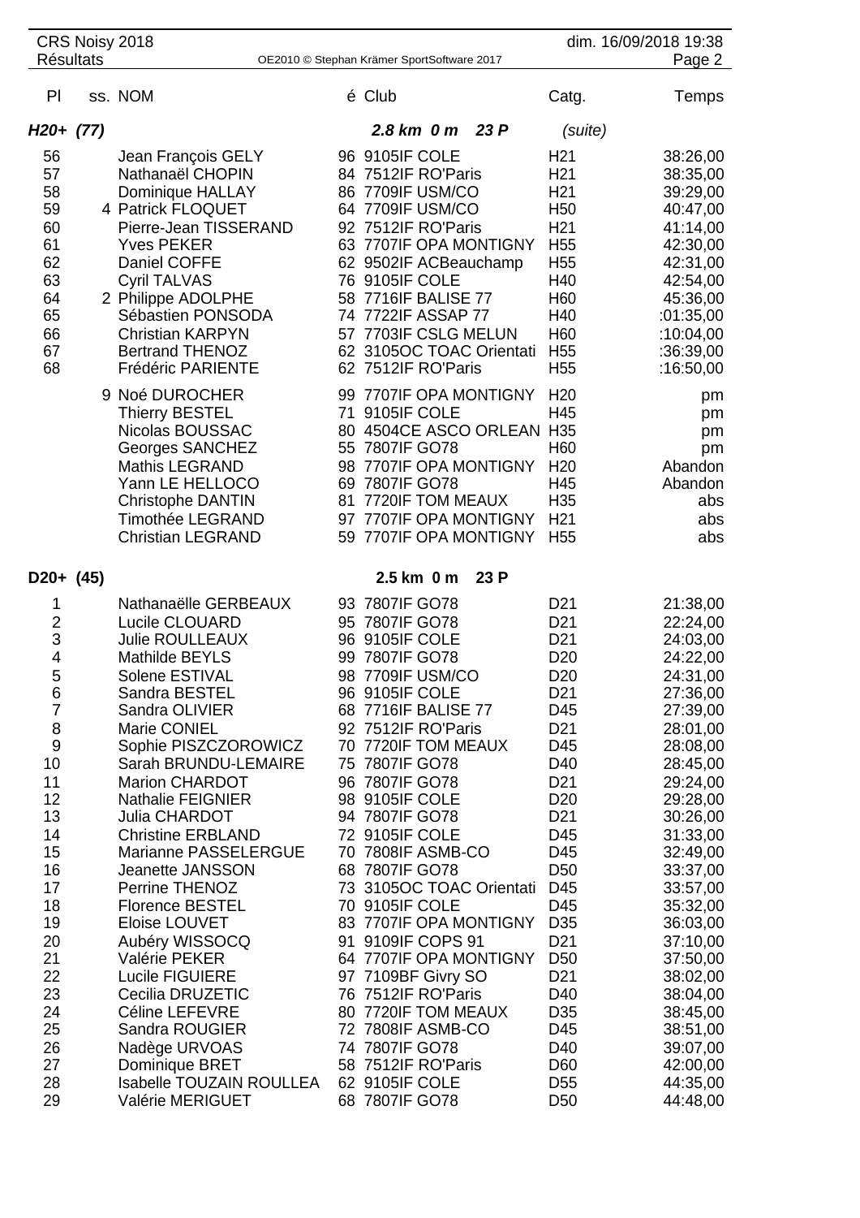| Pl | ss. | NOM | é | Club | Catg. | Temps |
|---|---|---|---|---|---|---|
| ***H20+ (77)*** | | | | ***2.8 km 0 m 23 P*** | *(suite)* | |
| 56 | | Jean François GELY | 96 | 9105IF COLE | H21 | 38:26,00 |
| 57 | | Nathanaël CHOPIN | 84 | 7512IF RO'Paris | H21 | 38:35,00 |
| 58 | | Dominique HALLAY | 86 | 7709IF USM/CO | H21 | 39:29,00 |
| 59 | 4 | Patrick FLOQUET | 64 | 7709IF USM/CO | H50 | 40:47,00 |
| 60 | | Pierre-Jean TISSERAND | 92 | 7512IF RO'Paris | H21 | 41:14,00 |
| 61 | | Yves PEKER | 63 | 7707IF OPA MONTIGNY | H55 | 42:30,00 |
| 62 | | Daniel COFFE | 62 | 9502IF ACBeauchamp | H55 | 42:31,00 |
| 63 | | Cyril TALVAS | 76 | 9105IF COLE | H40 | 42:54,00 |
| 64 | 2 | Philippe ADOLPHE | 58 | 7716IF BALISE 77 | H60 | 45:36,00 |
| 65 | | Sébastien PONSODA | 74 | 7722IF ASSAP 77 | H40 | :01:35,00 |
| 66 | | Christian KARPYN | 57 | 7703IF CSLG MELUN | H60 | :10:04,00 |
| 67 | | Bertrand THENOZ | 62 | 3105OC TOAC Orientati | H55 | :36:39,00 |
| 68 | | Frédéric PARIENTE | 62 | 7512IF RO'Paris | H55 | :16:50,00 |
| | 9 | Noé DUROCHER | 99 | 7707IF OPA MONTIGNY | H20 | pm |
| | | Thierry BESTEL | 71 | 9105IF COLE | H45 | pm |
| | | Nicolas BOUSSAC | 80 | 4504CE ASCO ORLEAN | H35 | pm |
| | | Georges SANCHEZ | 55 | 7807IF GO78 | H60 | pm |
| | | Mathis LEGRAND | 98 | 7707IF OPA MONTIGNY | H20 | Abandon |
| | | Yann LE HELLOCO | 69 | 7807IF GO78 | H45 | Abandon |
| | | Christophe DANTIN | 81 | 7720IF TOM MEAUX | H35 | abs |
| | | Timothée LEGRAND | 97 | 7707IF OPA MONTIGNY | H21 | abs |
| | | Christian LEGRAND | 59 | 7707IF OPA MONTIGNY | H55 | abs |
| **D20+ (45)** | | | | **2.5 km 0 m 23 P** | | |
| 1 | | Nathanaëlle GERBEAUX | 93 | 7807IF GO78 | D21 | 21:38,00 |
| 2 | | Lucile CLOUARD | 95 | 7807IF GO78 | D21 | 22:24,00 |
| 3 | | Julie ROULLEAUX | 96 | 9105IF COLE | D21 | 24:03,00 |
| 4 | | Mathilde BEYLS | 99 | 7807IF GO78 | D20 | 24:22,00 |
| 5 | | Solene ESTIVAL | 98 | 7709IF USM/CO | D20 | 24:31,00 |
| 6 | | Sandra BESTEL | 96 | 9105IF COLE | D21 | 27:36,00 |
| 7 | | Sandra OLIVIER | 68 | 7716IF BALISE 77 | D45 | 27:39,00 |
| 8 | | Marie CONIEL | 92 | 7512IF RO'Paris | D21 | 28:01,00 |
| 9 | | Sophie PISZCZOROWICZ | 70 | 7720IF TOM MEAUX | D45 | 28:08,00 |
| 10 | | Sarah BRUNDU-LEMAIRE | 75 | 7807IF GO78 | D40 | 28:45,00 |
| 11 | | Marion CHARDOT | 96 | 7807IF GO78 | D21 | 29:24,00 |
| 12 | | Nathalie FEIGNIER | 98 | 9105IF COLE | D20 | 29:28,00 |
| 13 | | Julia CHARDOT | 94 | 7807IF GO78 | D21 | 30:26,00 |
| 14 | | Christine ERBLAND | 72 | 9105IF COLE | D45 | 31:33,00 |
| 15 | | Marianne PASSELERGUE | 70 | 7808IF ASMB-CO | D45 | 32:49,00 |
| 16 | | Jeanette JANSSON | 68 | 7807IF GO78 | D50 | 33:37,00 |
| 17 | | Perrine THENOZ | 73 | 3105OC TOAC Orientati | D45 | 33:57,00 |
| 18 | | Florence BESTEL | 70 | 9105IF COLE | D45 | 35:32,00 |
| 19 | | Eloise LOUVET | 83 | 7707IF OPA MONTIGNY | D35 | 36:03,00 |
| 20 | | Aubéry WISSOCQ | 91 | 9109IF COPS 91 | D21 | 37:10,00 |
| 21 | | Valérie PEKER | 64 | 7707IF OPA MONTIGNY | D50 | 37:50,00 |
| 22 | | Lucile FIGUIERE | 97 | 7109BF Givry SO | D21 | 38:02,00 |
| 23 | | Cecilia DRUZETIC | 76 | 7512IF RO'Paris | D40 | 38:04,00 |
| 24 | | Céline LEFEVRE | 80 | 7720IF TOM MEAUX | D35 | 38:45,00 |
| 25 | | Sandra ROUGIER | 72 | 7808IF ASMB-CO | D45 | 38:51,00 |
| 26 | | Nadège URVOAS | 74 | 7807IF GO78 | D40 | 39:07,00 |
| 27 | | Dominique BRET | 58 | 7512IF RO'Paris | D60 | 42:00,00 |
| 28 | | Isabelle TOUZAIN ROULLEA | 62 | 9105IF COLE | D55 | 44:35,00 |
| 29 | | Valérie MERIGUET | 68 | 7807IF GO78 | D50 | 44:48,00 |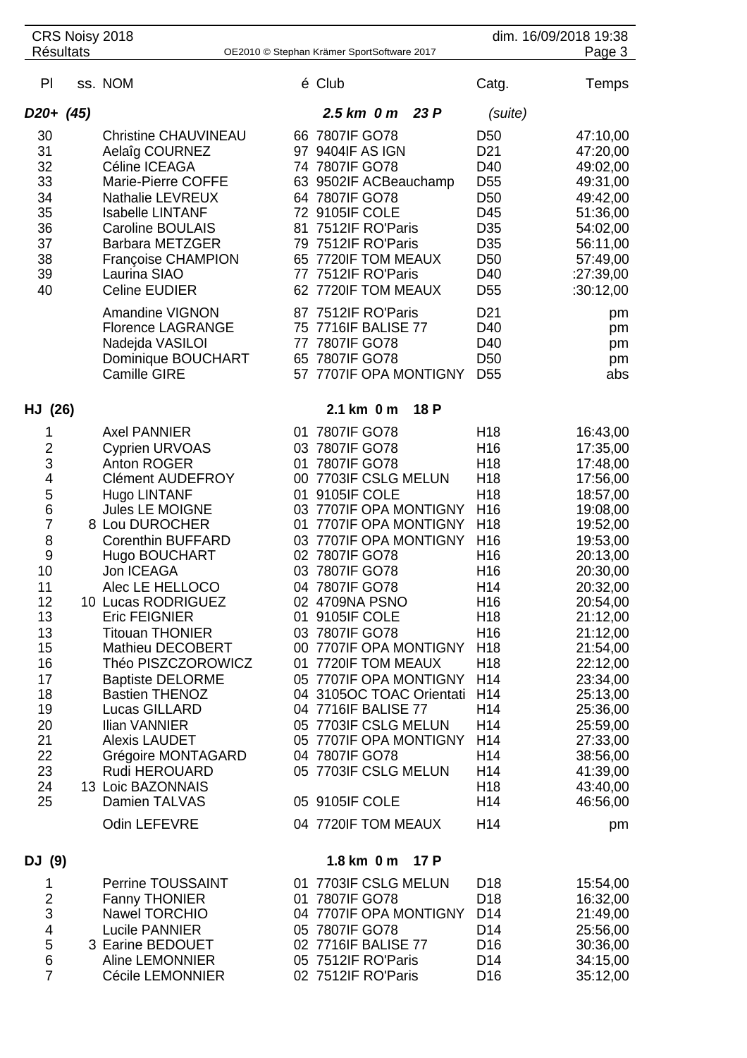| Pl | ss. | NOM | é | Club | Catg. | Temps |
|---|---|---|---|---|---|---|
| ***D20+ (45)*** | | | | ***2.5 km 0 m 23 P*** | ***(suite)*** | |
| 30 | | Christine CHAUVINEAU | 66 | 7807IF GO78 | D50 | 47:10,00 |
| 31 | | Aelaîg COURNEZ | 97 | 9404IF AS IGN | D21 | 47:20,00 |
| 32 | | Céline ICEAGA | 74 | 7807IF GO78 | D40 | 49:02,00 |
| 33 | | Marie-Pierre COFFE | 63 | 9502IF ACBeauchamp | D55 | 49:31,00 |
| 34 | | Nathalie LEVREUX | 64 | 7807IF GO78 | D50 | 49:42,00 |
| 35 | | Isabelle LINTANF | 72 | 9105IF COLE | D45 | 51:36,00 |
| 36 | | Caroline BOULAIS | 81 | 7512IF RO'Paris | D35 | 54:02,00 |
| 37 | | Barbara METZGER | 79 | 7512IF RO'Paris | D35 | 56:11,00 |
| 38 | | Françoise CHAMPION | 65 | 7720IF TOM MEAUX | D50 | 57:49,00 |
| 39 | | Laurina SIAO | 77 | 7512IF RO'Paris | D40 | :27:39,00 |
| 40 | | Celine EUDIER | 62 | 7720IF TOM MEAUX | D55 | :30:12,00 |
| | | Amandine VIGNON | 87 | 7512IF RO'Paris | D21 | pm |
| | | Florence LAGRANGE | 75 | 7716IF BALISE 77 | D40 | pm |
| | | Nadejda VASILOI | 77 | 7807IF GO78 | D40 | pm |
| | | Dominique BOUCHART | 65 | 7807IF GO78 | D50 | pm |
| | | Camille GIRE | 57 | 7707IF OPA MONTIGNY | D55 | abs |
| **HJ (26)** | | | | **2.1 km 0 m 18 P** | | |
| 1 | | Axel PANNIER | 01 | 7807IF GO78 | H18 | 16:43,00 |
| 2 | | Cyprien URVOAS | 03 | 7807IF GO78 | H16 | 17:35,00 |
| 3 | | Anton ROGER | 01 | 7807IF GO78 | H18 | 17:48,00 |
| 4 | | Clément AUDEFROY | 00 | 7703IF CSLG MELUN | H18 | 17:56,00 |
| 5 | | Hugo LINTANF | 01 | 9105IF COLE | H18 | 18:57,00 |
| 6 | | Jules LE MOIGNE | 03 | 7707IF OPA MONTIGNY | H16 | 19:08,00 |
| 7 | 8 | Lou DUROCHER | 01 | 7707IF OPA MONTIGNY | H18 | 19:52,00 |
| 8 | | Corenthin BUFFARD | 03 | 7707IF OPA MONTIGNY | H16 | 19:53,00 |
| 9 | | Hugo BOUCHART | 02 | 7807IF GO78 | H16 | 20:13,00 |
| 10 | | Jon ICEAGA | 03 | 7807IF GO78 | H16 | 20:30,00 |
| 11 | | Alec LE HELLOCO | 04 | 7807IF GO78 | H14 | 20:32,00 |
| 12 | 10 | Lucas RODRIGUEZ | 02 | 4709NA PSNO | H16 | 20:54,00 |
| 13 | | Eric FEIGNIER | 01 | 9105IF COLE | H18 | 21:12,00 |
| 13 | | Titouan THONIER | 03 | 7807IF GO78 | H16 | 21:12,00 |
| 15 | | Mathieu DECOBERT | 00 | 7707IF OPA MONTIGNY | H18 | 21:54,00 |
| 16 | | Théo PISZCZOROWICZ | 01 | 7720IF TOM MEAUX | H18 | 22:12,00 |
| 17 | | Baptiste DELORME | 05 | 7707IF OPA MONTIGNY | H14 | 23:34,00 |
| 18 | | Bastien THENOZ | 04 | 3105OC TOAC Orientati | H14 | 25:13,00 |
| 19 | | Lucas GILLARD | 04 | 7716IF BALISE 77 | H14 | 25:36,00 |
| 20 | | Ilian VANNIER | 05 | 7703IF CSLG MELUN | H14 | 25:59,00 |
| 21 | | Alexis LAUDET | 05 | 7707IF OPA MONTIGNY | H14 | 27:33,00 |
| 22 | | Grégoire MONTAGARD | 04 | 7807IF GO78 | H14 | 38:56,00 |
| 23 | | Rudi HEROUARD | 05 | 7703IF CSLG MELUN | H14 | 41:39,00 |
| 24 | 13 | Loic BAZONNAIS | | | H18 | 43:40,00 |
| 25 | | Damien TALVAS | 05 | 9105IF COLE | H14 | 46:56,00 |
| | | Odin LEFEVRE | 04 | 7720IF TOM MEAUX | H14 | pm |
| **DJ (9)** | | | | **1.8 km 0 m 17 P** | | |
| 1 | | Perrine TOUSSAINT | 01 | 7703IF CSLG MELUN | D18 | 15:54,00 |
| 2 | | Fanny THONIER | 01 | 7807IF GO78 | D18 | 16:32,00 |
| 3 | | Nawel TORCHIO | 04 | 7707IF OPA MONTIGNY | D14 | 21:49,00 |
| 4 | | Lucile PANNIER | 05 | 7807IF GO78 | D14 | 25:56,00 |
| 5 | 3 | Earine BEDOUET | 02 | 7716IF BALISE 77 | D16 | 30:36,00 |
| 6 | | Aline LEMONNIER | 05 | 7512IF RO'Paris | D14 | 34:15,00 |
| 7 | | Cécile LEMONNIER | 02 | 7512IF RO'Paris | D16 | 35:12,00 |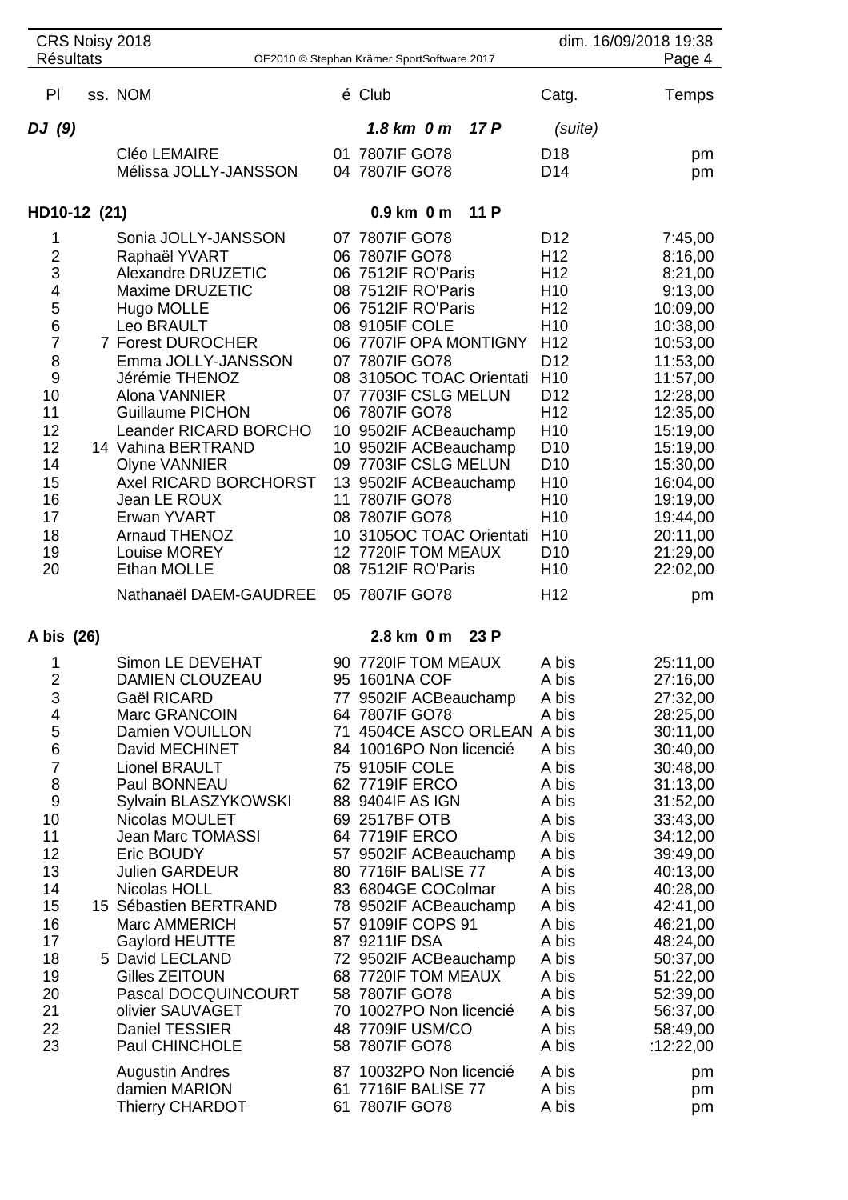| Pl | ss. | NOM | é | Club | Catg. | Temps |
|---|---|---|---|---|---|---|
| ***DJ (9)*** | | | | ***1.8 km 0 m 17 P*** | *(suite)* | |
| | | Cléo LEMAIRE | 01 | 7807IF GO78 | D18 | pm |
| | | Mélissa JOLLY-JANSSON | 04 | 7807IF GO78 | D14 | pm |
| **HD10-12 (21)** | | | | **0.9 km 0 m 11 P** | | |
| 1 | | Sonia JOLLY-JANSSON | 07 | 7807IF GO78 | D12 | 7:45,00 |
| 2 | | Raphaël YVART | 06 | 7807IF GO78 | H12 | 8:16,00 |
| 3 | | Alexandre DRUZETIC | 06 | 7512IF RO'Paris | H12 | 8:21,00 |
| 4 | | Maxime DRUZETIC | 08 | 7512IF RO'Paris | H10 | 9:13,00 |
| 5 | | Hugo MOLLE | 06 | 7512IF RO'Paris | H12 | 10:09,00 |
| 6 | | Leo BRAULT | 08 | 9105IF COLE | H10 | 10:38,00 |
| 7 | 7 | Forest DUROCHER | 06 | 7707IF OPA MONTIGNY | H12 | 10:53,00 |
| 8 | | Emma JOLLY-JANSSON | 07 | 7807IF GO78 | D12 | 11:53,00 |
| 9 | | Jérémie THENOZ | 08 | 3105OC TOAC Orientati | H10 | 11:57,00 |
| 10 | | Alona VANNIER | 07 | 7703IF CSLG MELUN | D12 | 12:28,00 |
| 11 | | Guillaume PICHON | 06 | 7807IF GO78 | H12 | 12:35,00 |
| 12 | | Leander RICARD BORCHO | 10 | 9502IF ACBeauchamp | H10 | 15:19,00 |
| 12 | 14 | Vahina BERTRAND | 10 | 9502IF ACBeauchamp | D10 | 15:19,00 |
| 14 | | Olyne VANNIER | 09 | 7703IF CSLG MELUN | D10 | 15:30,00 |
| 15 | | Axel RICARD BORCHORST | 13 | 9502IF ACBeauchamp | H10 | 16:04,00 |
| 16 | | Jean LE ROUX | 11 | 7807IF GO78 | H10 | 19:19,00 |
| 17 | | Erwan YVART | 08 | 7807IF GO78 | H10 | 19:44,00 |
| 18 | | Arnaud THENOZ | 10 | 3105OC TOAC Orientati | H10 | 20:11,00 |
| 19 | | Louise MOREY | 12 | 7720IF TOM MEAUX | D10 | 21:29,00 |
| 20 | | Ethan MOLLE | 08 | 7512IF RO'Paris | H10 | 22:02,00 |
| | | Nathanaël DAEM-GAUDREE | 05 | 7807IF GO78 | H12 | pm |
| **A bis (26)** | | | | **2.8 km 0 m 23 P** | | |
| 1 | | Simon LE DEVEHAT | 90 | 7720IF TOM MEAUX | A bis | 25:11,00 |
| 2 | | DAMIEN CLOUZEAU | 95 | 1601NA COF | A bis | 27:16,00 |
| 3 | | Gaël RICARD | 77 | 9502IF ACBeauchamp | A bis | 27:32,00 |
| 4 | | Marc GRANCOIN | 64 | 7807IF GO78 | A bis | 28:25,00 |
| 5 | | Damien VOUILLON | 71 | 4504CE ASCO ORLEAN | A bis | 30:11,00 |
| 6 | | David MECHINET | 84 | 10016PO Non licencié | A bis | 30:40,00 |
| 7 | | Lionel BRAULT | 75 | 9105IF COLE | A bis | 30:48,00 |
| 8 | | Paul BONNEAU | 62 | 7719IF ERCO | A bis | 31:13,00 |
| 9 | | Sylvain BLASZYKOWSKI | 88 | 9404IF AS IGN | A bis | 31:52,00 |
| 10 | | Nicolas MOULET | 69 | 2517BF OTB | A bis | 33:43,00 |
| 11 | | Jean Marc TOMASSI | 64 | 7719IF ERCO | A bis | 34:12,00 |
| 12 | | Eric BOUDY | 57 | 9502IF ACBeauchamp | A bis | 39:49,00 |
| 13 | | Julien GARDEUR | 80 | 7716IF BALISE 77 | A bis | 40:13,00 |
| 14 | | Nicolas HOLL | 83 | 6804GE COColmar | A bis | 40:28,00 |
| 15 | 15 | Sébastien BERTRAND | 78 | 9502IF ACBeauchamp | A bis | 42:41,00 |
| 16 | | Marc AMMERICH | 57 | 9109IF COPS 91 | A bis | 46:21,00 |
| 17 | | Gaylord HEUTTE | 87 | 9211IF DSA | A bis | 48:24,00 |
| 18 | 5 | David LECLAND | 72 | 9502IF ACBeauchamp | A bis | 50:37,00 |
| 19 | | Gilles ZEITOUN | 68 | 7720IF TOM MEAUX | A bis | 51:22,00 |
| 20 | | Pascal DOCQUINCOURT | 58 | 7807IF GO78 | A bis | 52:39,00 |
| 21 | | olivier SAUVAGET | 70 | 10027PO Non licencié | A bis | 56:37,00 |
| 22 | | Daniel TESSIER | 48 | 7709IF USM/CO | A bis | 58:49,00 |
| 23 | | Paul CHINCHOLE | 58 | 7807IF GO78 | A bis | :12:22,00 |
| | | Augustin Andres | 87 | 10032PO Non licencié | A bis | pm |
| | | damien MARION | 61 | 7716IF BALISE 77 | A bis | pm |
| | | Thierry CHARDOT | 61 | 7807IF GO78 | A bis | pm |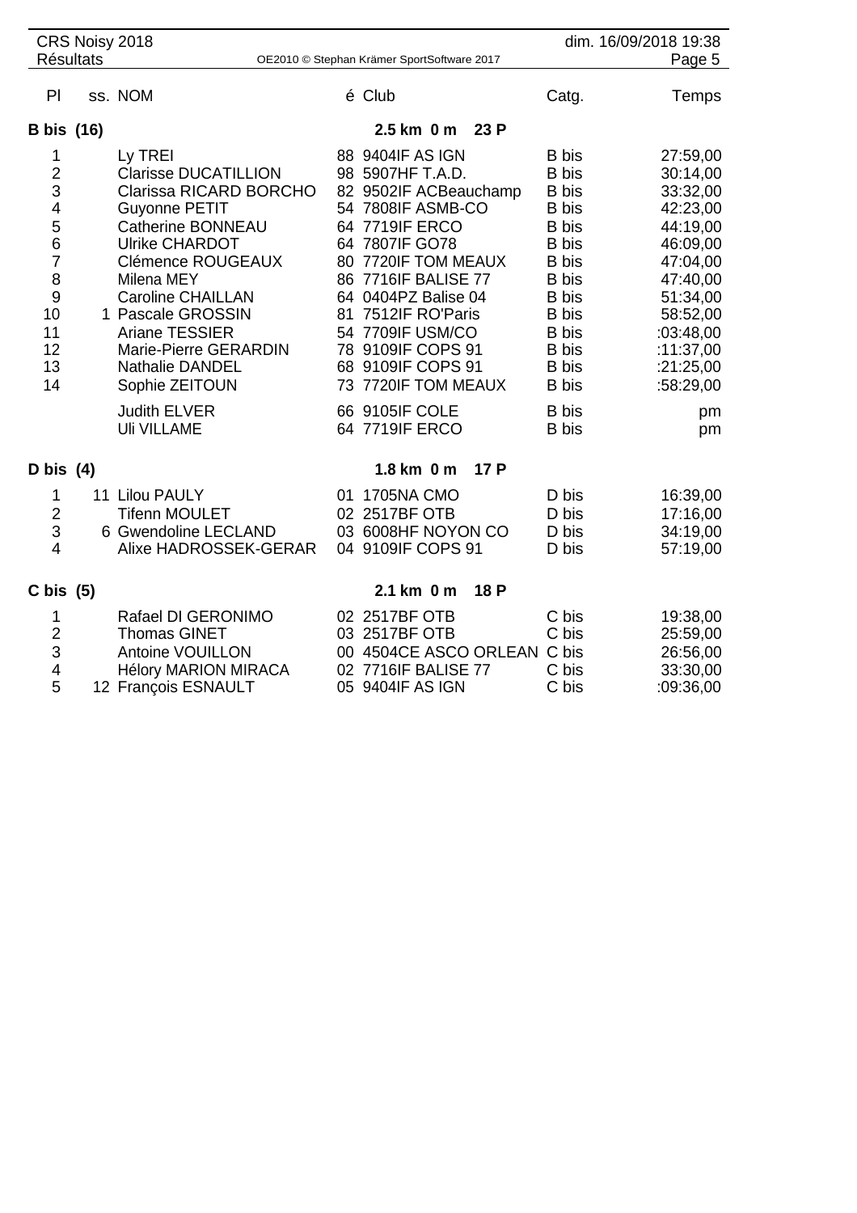| Pl | ss. | NOM | é | Club | Catg. | Temps |
|---|---|---|---|---|---|---|
| **B bis (16)** | | | | **2.5 km 0 m 23 P** | | |
| 1 | | Ly TREI | 88 | 9404IF AS IGN | B bis | 27:59,00 |
| 2 | | Clarisse DUCATILLION | 98 | 5907HF T.A.D. | B bis | 30:14,00 |
| 3 | | Clarissa RICARD BORCHO | 82 | 9502IF ACBeauchamp | B bis | 33:32,00 |
| 4 | | Guyonne PETIT | 54 | 7808IF ASMB-CO | B bis | 42:23,00 |
| 5 | | Catherine BONNEAU | 64 | 7719IF ERCO | B bis | 44:19,00 |
| 6 | | Ulrike CHARDOT | 64 | 7807IF GO78 | B bis | 46:09,00 |
| 7 | | Clémence ROUGEAUX | 80 | 7720IF TOM MEAUX | B bis | 47:04,00 |
| 8 | | Milena MEY | 86 | 7716IF BALISE 77 | B bis | 47:40,00 |
| 9 | | Caroline CHAILLAN | 64 | 0404PZ Balise 04 | B bis | 51:34,00 |
| 10 | 1 | Pascale GROSSIN | 81 | 7512IF RO'Paris | B bis | 58:52,00 |
| 11 | | Ariane TESSIER | 54 | 7709IF USM/CO | B bis | :03:48,00 |
| 12 | | Marie-Pierre GERARDIN | 78 | 9109IF COPS 91 | B bis | :11:37,00 |
| 13 | | Nathalie DANDEL | 68 | 9109IF COPS 91 | B bis | :21:25,00 |
| 14 | | Sophie ZEITOUN | 73 | 7720IF TOM MEAUX | B bis | :58:29,00 |
| | | Judith ELVER | 66 | 9105IF COLE | B bis | pm |
| | | Uli VILLAME | 64 | 7719IF ERCO | B bis | pm |
| **D bis (4)** | | | | **1.8 km 0 m 17 P** | | |
| 1 | 11 | Lilou PAULY | 01 | 1705NA CMO | D bis | 16:39,00 |
| 2 | | Tifenn MOULET | 02 | 2517BF OTB | D bis | 17:16,00 |
| 3 | 6 | Gwendoline LECLAND | 03 | 6008HF NOYON CO | D bis | 34:19,00 |
| 4 | | Alixe HADROSSEK-GERAR | 04 | 9109IF COPS 91 | D bis | 57:19,00 |
| **C bis (5)** | | | | **2.1 km 0 m 18 P** | | |
| 1 | | Rafael DI GERONIMO | 02 | 2517BF OTB | C bis | 19:38,00 |
| 2 | | Thomas GINET | 03 | 2517BF OTB | C bis | 25:59,00 |
| 3 | | Antoine VOUILLON | 00 | 4504CE ASCO ORLEAN | C bis | 26:56,00 |
| 4 | | Hélory MARION MIRACA | 02 | 7716IF BALISE 77 | C bis | 33:30,00 |
| 5 | 12 | François ESNAULT | 05 | 9404IF AS IGN | C bis | :09:36,00 |